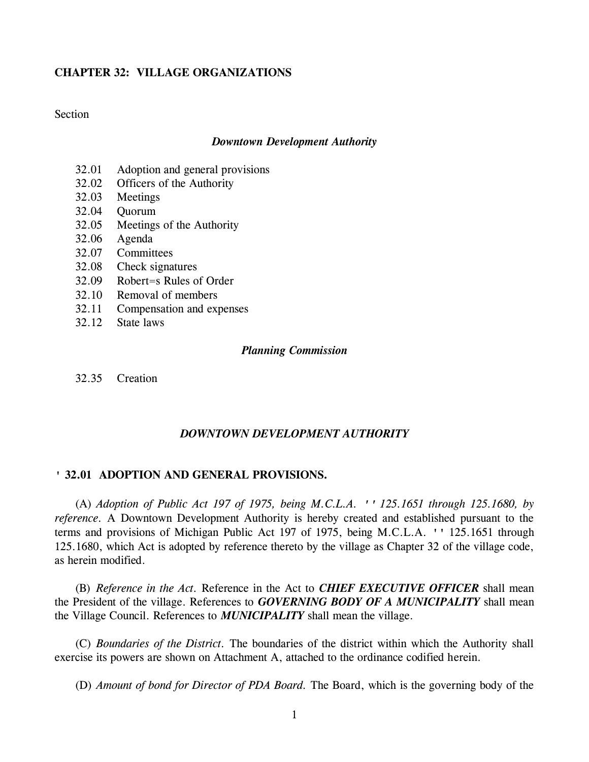**CHAPTER 32: VILLAGE ORGANIZATIONS**

Section

***Downtown Development Authority***

32.01 Adoption and general provisions
32.02 Officers of the Authority
32.03 Meetings
32.04 Quorum
32.05 Meetings of the Authority
32.06 Agenda
32.07 Committees
32.08 Check signatures
32.09 Robert=s Rules of Order
32.10 Removal of members
32.11 Compensation and expenses
32.12 State laws

***Planning Commission***

32.35 Creation

***DOWNTOWN DEVELOPMENT AUTHORITY***

**' 32.01 ADOPTION AND GENERAL PROVISIONS.**

(A) *Adoption of Public Act 197 of 1975, being M.C.L.A. '' 125.1651 through 125.1680, by reference*. A Downtown Development Authority is hereby created and established pursuant to the terms and provisions of Michigan Public Act 197 of 1975, being M.C.L.A. '' 125.1651 through 125.1680, which Act is adopted by reference thereto by the village as Chapter 32 of the village code, as herein modified.

(B) *Reference in the Act*. Reference in the Act to ***CHIEF EXECUTIVE OFFICER*** shall mean the President of the village. References to ***GOVERNING BODY OF A MUNICIPALITY*** shall mean the Village Council. References to ***MUNICIPALITY*** shall mean the village.

(C) *Boundaries of the District*. The boundaries of the district within which the Authority shall exercise its powers are shown on Attachment A, attached to the ordinance codified herein.

(D) *Amount of bond for Director of PDA Board*. The Board, which is the governing body of the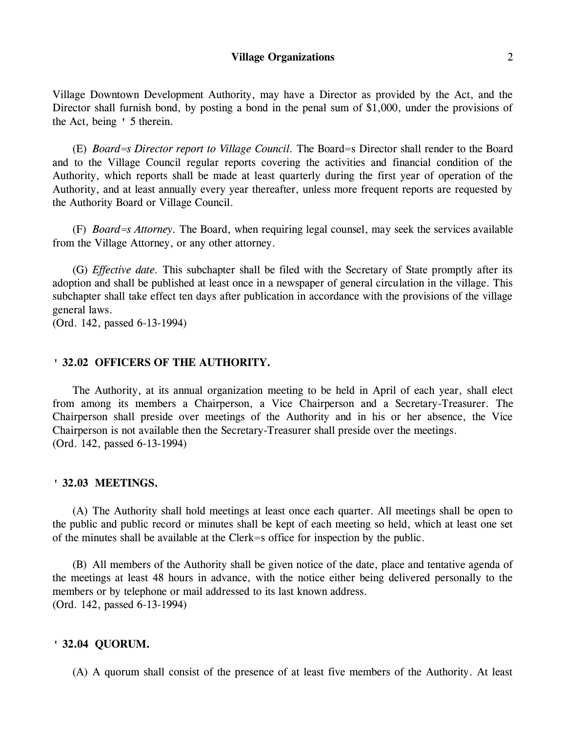Village Downtown Development Authority, may have a Director as provided by the Act, and the Director shall furnish bond, by posting a bond in the penal sum of $1,000, under the provisions of the Act, being ' 5 therein.

(E) *Board=s Director report to Village Council.* The Board=s Director shall render to the Board and to the Village Council regular reports covering the activities and financial condition of the Authority, which reports shall be made at least quarterly during the first year of operation of the Authority, and at least annually every year thereafter, unless more frequent reports are requested by the Authority Board or Village Council.

(F) *Board=s Attorney.* The Board, when requiring legal counsel, may seek the services available from the Village Attorney, or any other attorney.

(G) *Effective date.* This subchapter shall be filed with the Secretary of State promptly after its adoption and shall be published at least once in a newspaper of general circulation in the village. This subchapter shall take effect ten days after publication in accordance with the provisions of the village general laws.
(Ord. 142, passed 6-13-1994)

**' 32.02 OFFICERS OF THE AUTHORITY.**

The Authority, at its annual organization meeting to be held in April of each year, shall elect from among its members a Chairperson, a Vice Chairperson and a Secretary-Treasurer. The Chairperson shall preside over meetings of the Authority and in his or her absence, the Vice Chairperson is not available then the Secretary-Treasurer shall preside over the meetings.
(Ord. 142, passed 6-13-1994)

**' 32.03 MEETINGS.**

(A) The Authority shall hold meetings at least once each quarter. All meetings shall be open to the public and public record or minutes shall be kept of each meeting so held, which at least one set of the minutes shall be available at the Clerk=s office for inspection by the public.

(B) All members of the Authority shall be given notice of the date, place and tentative agenda of the meetings at least 48 hours in advance, with the notice either being delivered personally to the members or by telephone or mail addressed to its last known address.
(Ord. 142, passed 6-13-1994)

**' 32.04 QUORUM.**

(A) A quorum shall consist of the presence of at least five members of the Authority. At least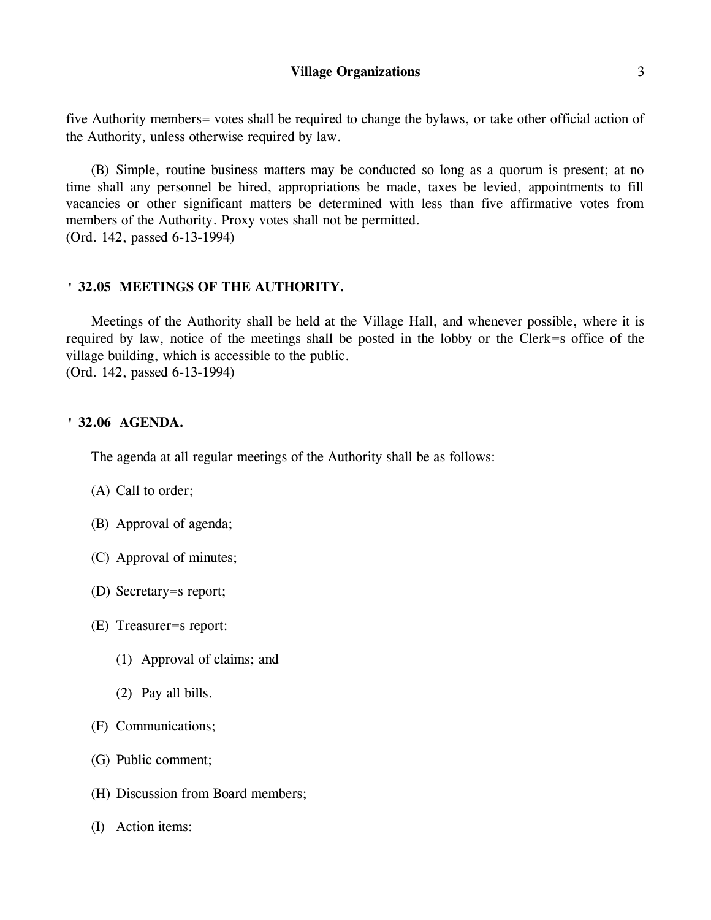five Authority members= votes shall be required to change the bylaws, or take other official action of the Authority, unless otherwise required by law.

(B) Simple, routine business matters may be conducted so long as a quorum is present; at no time shall any personnel be hired, appropriations be made, taxes be levied, appointments to fill vacancies or other significant matters be determined with less than five affirmative votes from members of the Authority. Proxy votes shall not be permitted.
(Ord. 142, passed 6-13-1994)

### ' 32.05 MEETINGS OF THE AUTHORITY.

Meetings of the Authority shall be held at the Village Hall, and whenever possible, where it is required by law, notice of the meetings shall be posted in the lobby or the Clerk=s office of the village building, which is accessible to the public.
(Ord. 142, passed 6-13-1994)

### ' 32.06 AGENDA.

The agenda at all regular meetings of the Authority shall be as follows:

(A) Call to order;

(B) Approval of agenda;

(C) Approval of minutes;

(D) Secretary=s report;

(E) Treasurer=s report:

(1) Approval of claims; and

(2) Pay all bills.

(F) Communications;

(G) Public comment;

(H) Discussion from Board members;

(I) Action items: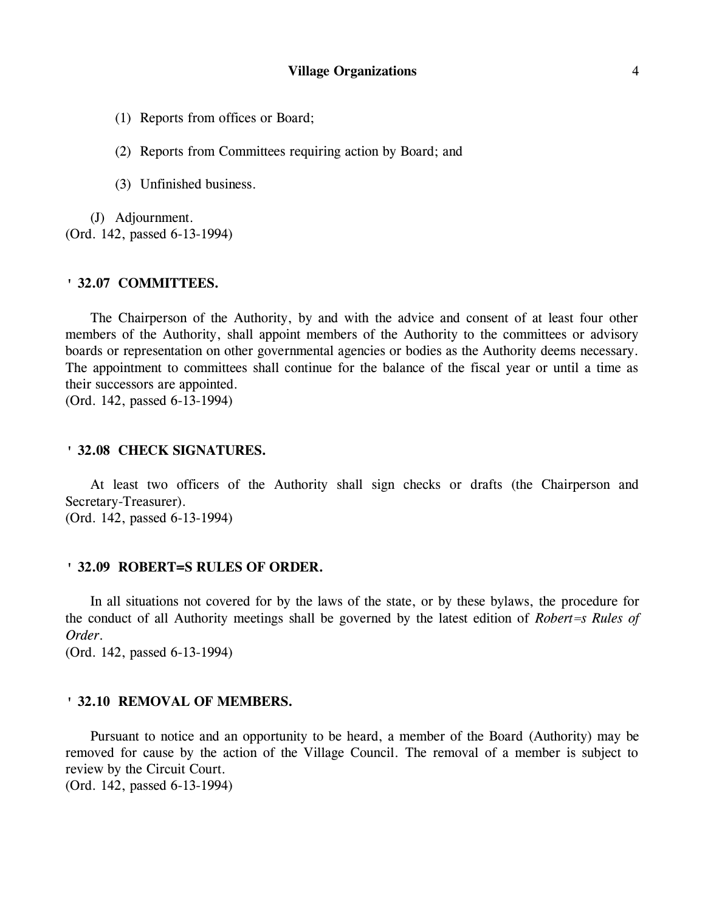(1) Reports from offices or Board;

(2) Reports from Committees requiring action by Board; and

(3) Unfinished business.

(J) Adjournment.
(Ord. 142, passed 6-13-1994)

### ' 32.07 COMMITTEES.

The Chairperson of the Authority, by and with the advice and consent of at least four other members of the Authority, shall appoint members of the Authority to the committees or advisory boards or representation on other governmental agencies or bodies as the Authority deems necessary. The appointment to committees shall continue for the balance of the fiscal year or until a time as their successors are appointed.
(Ord. 142, passed 6-13-1994)

### ' 32.08 CHECK SIGNATURES.

At least two officers of the Authority shall sign checks or drafts (the Chairperson and Secretary-Treasurer).
(Ord. 142, passed 6-13-1994)

### ' 32.09 ROBERT=S RULES OF ORDER.

In all situations not covered for by the laws of the state, or by these bylaws, the procedure for the conduct of all Authority meetings shall be governed by the latest edition of *Robert=s Rules of Order*.
(Ord. 142, passed 6-13-1994)

### ' 32.10 REMOVAL OF MEMBERS.

Pursuant to notice and an opportunity to be heard, a member of the Board (Authority) may be removed for cause by the action of the Village Council. The removal of a member is subject to review by the Circuit Court.
(Ord. 142, passed 6-13-1994)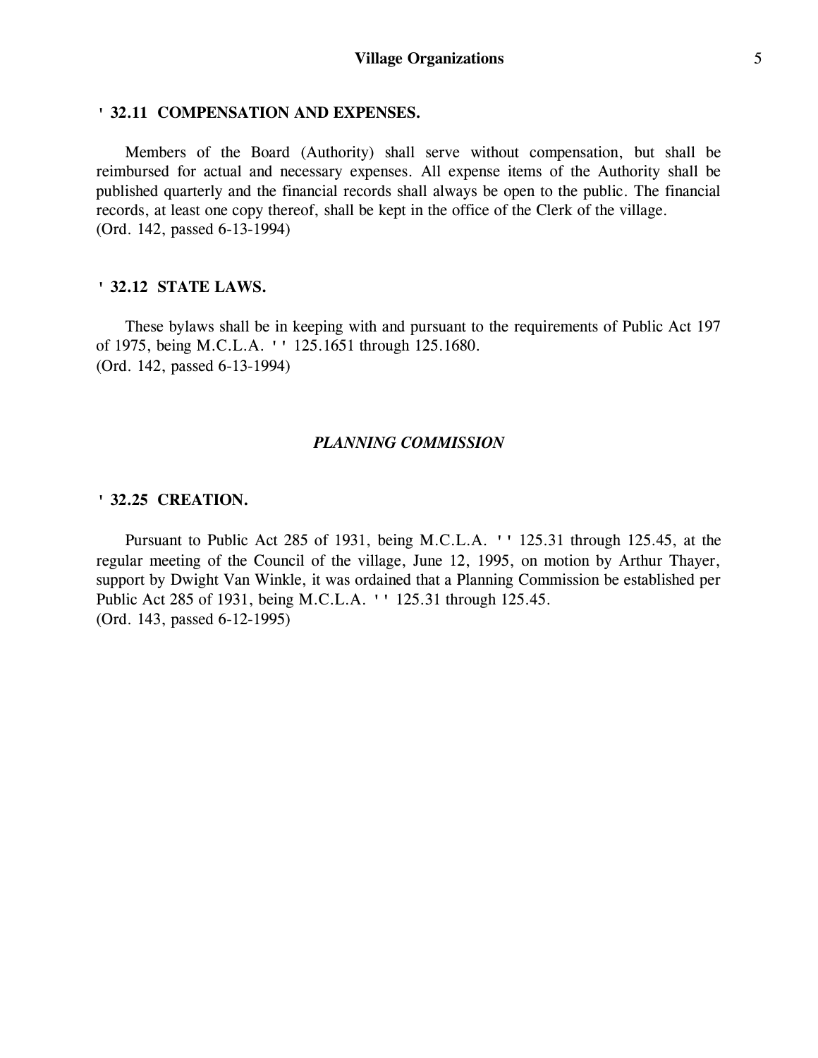### ' 32.11 COMPENSATION AND EXPENSES.

Members of the Board (Authority) shall serve without compensation, but shall be reimbursed for actual and necessary expenses. All expense items of the Authority shall be published quarterly and the financial records shall always be open to the public. The financial records, at least one copy thereof, shall be kept in the office of the Clerk of the village.
(Ord. 142, passed 6-13-1994)

### ' 32.12 STATE LAWS.

These bylaws shall be in keeping with and pursuant to the requirements of Public Act 197 of 1975, being M.C.L.A. '' 125.1651 through 125.1680.
(Ord. 142, passed 6-13-1994)

## *PLANNING COMMISSION*

### ' 32.25 CREATION.

Pursuant to Public Act 285 of 1931, being M.C.L.A. '' 125.31 through 125.45, at the regular meeting of the Council of the village, June 12, 1995, on motion by Arthur Thayer, support by Dwight Van Winkle, it was ordained that a Planning Commission be established per Public Act 285 of 1931, being M.C.L.A. '' 125.31 through 125.45.
(Ord. 143, passed 6-12-1995)